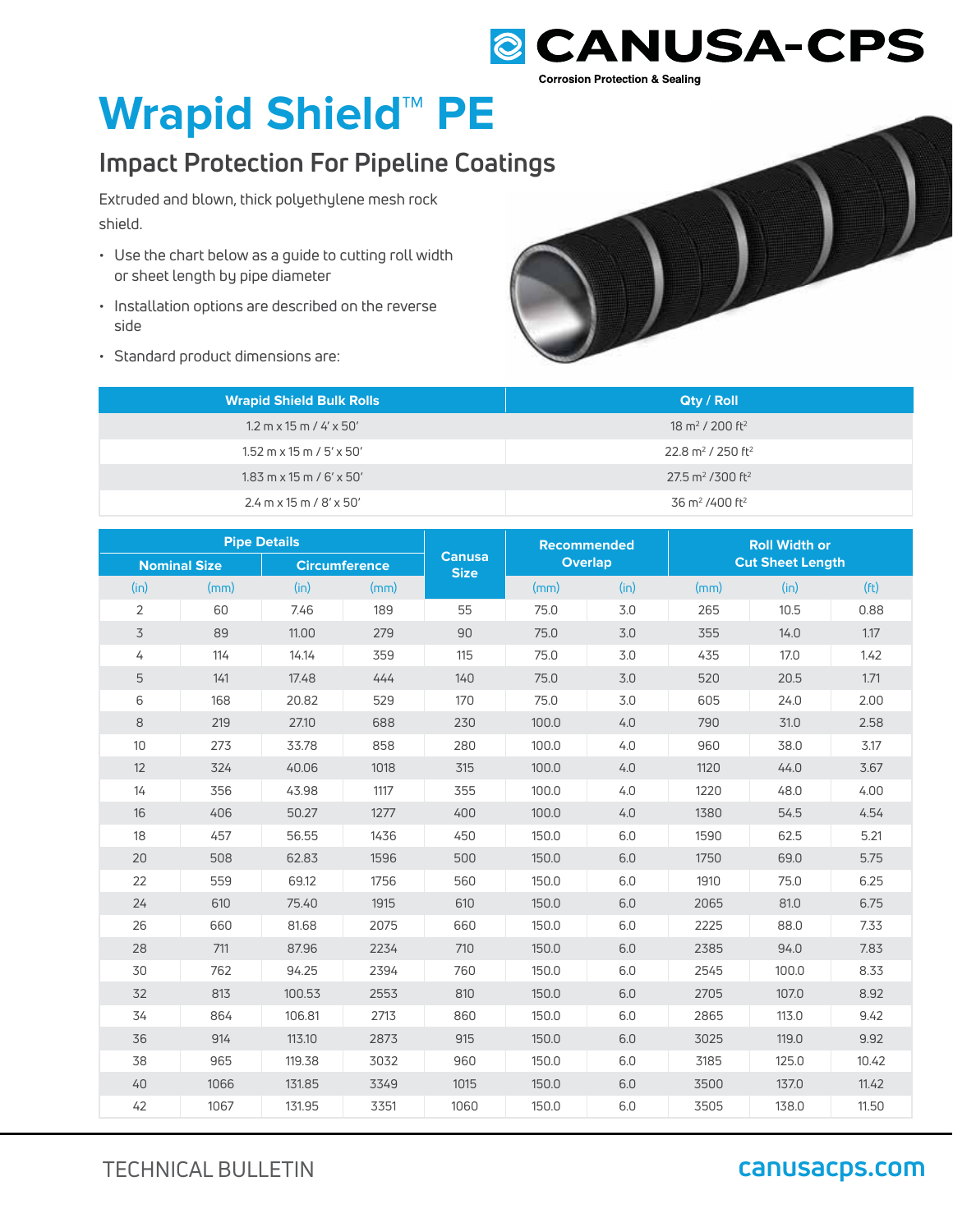CANUSA-CPS

Corrosion Protection & Sealing

# Wrapid Shield™ PE

## Impact Protection For Pipeline Coatings

Extruded and blown, thick polyethylene mesh rock shield.

- Use the chart below as a guide to cutting roll width or sheet length by pipe diameter
- Installation options are described on the reverse side
- Standard product dimensions are:

| Wrapid Shield Bulk Rolls | Qty / Roll |
|---|---|
| 1.2 m x 15 m / 4' x 50' | 18 m² / 200 ft² |
| 1.52 m x 15 m / 5' x 50' | 22.8 m² / 250 ft² |
| 1.83 m x 15 m / 6' x 50' | 27.5 m² /300 ft² |
| 2.4 m x 15 m / 8' x 50' | 36 m² /400 ft² |

| Pipe Details | | | | Canusa Size | Recommended Overlap | | Roll Width or Cut Sheet Length | | |
|---|---|---|---|---|---|---|---|---|---|
| Nominal Size | | Circumference | | | | | | | |
| (in) | (mm) | (in) | (mm) | | (mm) | (in) | (mm) | (in) | (ft) |
| 2 | 60 | 7.46 | 189 | 55 | 75.0 | 3.0 | 265 | 10.5 | 0.88 |
| 3 | 89 | 11.00 | 279 | 90 | 75.0 | 3.0 | 355 | 14.0 | 1.17 |
| 4 | 114 | 14.14 | 359 | 115 | 75.0 | 3.0 | 435 | 17.0 | 1.42 |
| 5 | 141 | 17.48 | 444 | 140 | 75.0 | 3.0 | 520 | 20.5 | 1.71 |
| 6 | 168 | 20.82 | 529 | 170 | 75.0 | 3.0 | 605 | 24.0 | 2.00 |
| 8 | 219 | 27.10 | 688 | 230 | 100.0 | 4.0 | 790 | 31.0 | 2.58 |
| 10 | 273 | 33.78 | 858 | 280 | 100.0 | 4.0 | 960 | 38.0 | 3.17 |
| 12 | 324 | 40.06 | 1018 | 315 | 100.0 | 4.0 | 1120 | 44.0 | 3.67 |
| 14 | 356 | 43.98 | 1117 | 355 | 100.0 | 4.0 | 1220 | 48.0 | 4.00 |
| 16 | 406 | 50.27 | 1277 | 400 | 100.0 | 4.0 | 1380 | 54.5 | 4.54 |
| 18 | 457 | 56.55 | 1436 | 450 | 150.0 | 6.0 | 1590 | 62.5 | 5.21 |
| 20 | 508 | 62.83 | 1596 | 500 | 150.0 | 6.0 | 1750 | 69.0 | 5.75 |
| 22 | 559 | 69.12 | 1756 | 560 | 150.0 | 6.0 | 1910 | 75.0 | 6.25 |
| 24 | 610 | 75.40 | 1915 | 610 | 150.0 | 6.0 | 2065 | 81.0 | 6.75 |
| 26 | 660 | 81.68 | 2075 | 660 | 150.0 | 6.0 | 2225 | 88.0 | 7.33 |
| 28 | 711 | 87.96 | 2234 | 710 | 150.0 | 6.0 | 2385 | 94.0 | 7.83 |
| 30 | 762 | 94.25 | 2394 | 760 | 150.0 | 6.0 | 2545 | 100.0 | 8.33 |
| 32 | 813 | 100.53 | 2553 | 810 | 150.0 | 6.0 | 2705 | 107.0 | 8.92 |
| 34 | 864 | 106.81 | 2713 | 860 | 150.0 | 6.0 | 2865 | 113.0 | 9.42 |
| 36 | 914 | 113.10 | 2873 | 915 | 150.0 | 6.0 | 3025 | 119.0 | 9.92 |
| 38 | 965 | 119.38 | 3032 | 960 | 150.0 | 6.0 | 3185 | 125.0 | 10.42 |
| 40 | 1066 | 131.85 | 3349 | 1015 | 150.0 | 6.0 | 3500 | 137.0 | 11.42 |
| 42 | 1067 | 131.95 | 3351 | 1060 | 150.0 | 6.0 | 3505 | 138.0 | 11.50 |

TECHNICAL BULLETIN

canusacps.com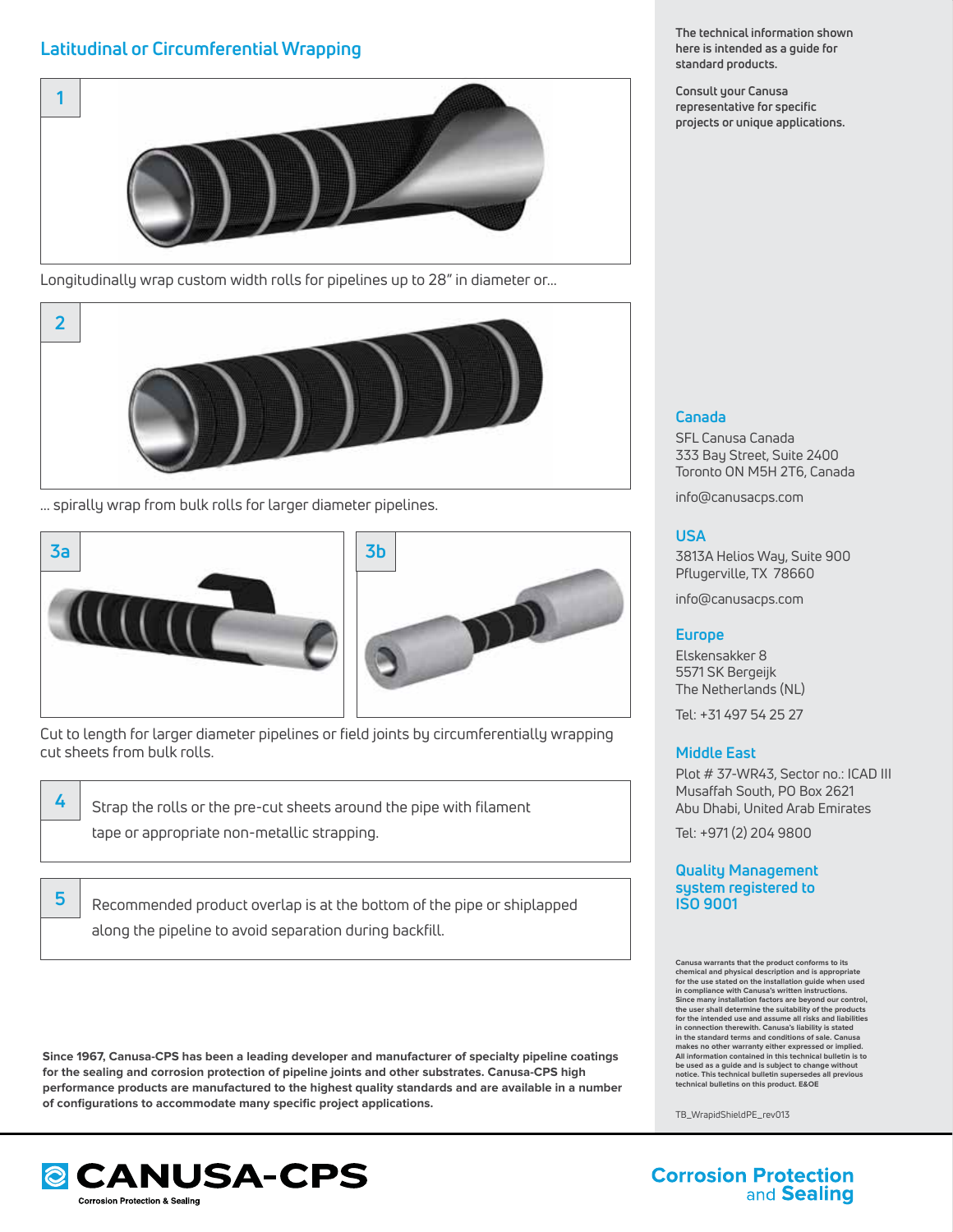## Latitudinal or Circumferential Wrapping

1

Longitudinally wrap custom width rolls for pipelines up to 28" in diameter or...

2

... spirally wrap from bulk rolls for larger diameter pipelines.

3a

3b

Cut to length for larger diameter pipelines or field joints by circumferentially wrapping cut sheets from bulk rolls.

4 Strap the rolls or the pre-cut sheets around the pipe with filament tape or appropriate non-metallic strapping.

5 Recommended product overlap is at the bottom of the pipe or shiplapped along the pipeline to avoid separation during backfill.

**Since 1967, Canusa-CPS has been a leading developer and manufacturer of specialty pipeline coatings for the sealing and corrosion protection of pipeline joints and other substrates. Canusa-CPS high performance products are manufactured to the highest quality standards and are available in a number of configurations to accommodate many specific project applications.**

The technical information shown here is intended as a guide for standard products.

Consult your Canusa representative for specific projects or unique applications.

### Canada

SFL Canusa Canada
333 Bay Street, Suite 2400
Toronto ON M5H 2T6, Canada

info@canusacps.com

### USA

3813A Helios Way, Suite 900
Pflugerville, TX 78660

info@canusacps.com

### Europe

Elskensakker 8
5571 SK Bergeijk
The Netherlands (NL)

Tel: +31 497 54 25 27

### Middle East

Plot # 37-WR43, Sector no.: ICAD III
Musaffah South, PO Box 2621
Abu Dhabi, United Arab Emirates

Tel: +971 (2) 204 9800

### Quality Management system registered to ISO 9001

**Canusa warrants that the product conforms to its chemical and physical description and is appropriate for the use stated on the installation guide when used in compliance with Canusa's written instructions. Since many installation factors are beyond our control, the user shall determine the suitability of the products for the intended use and assume all risks and liabilities in connection therewith. Canusa's liability is stated in the standard terms and conditions of sale. Canusa makes no other warranty either expressed or implied. All information contained in this technical bulletin is to be used as a guide and is subject to change without notice. This technical bulletin supersedes all previous technical bulletins on this product. E&OE**

TB_WrapidShieldPE_rev013

**CANUSA-CPS**
Corrosion Protection & Sealing

**Corrosion Protection and Sealing**